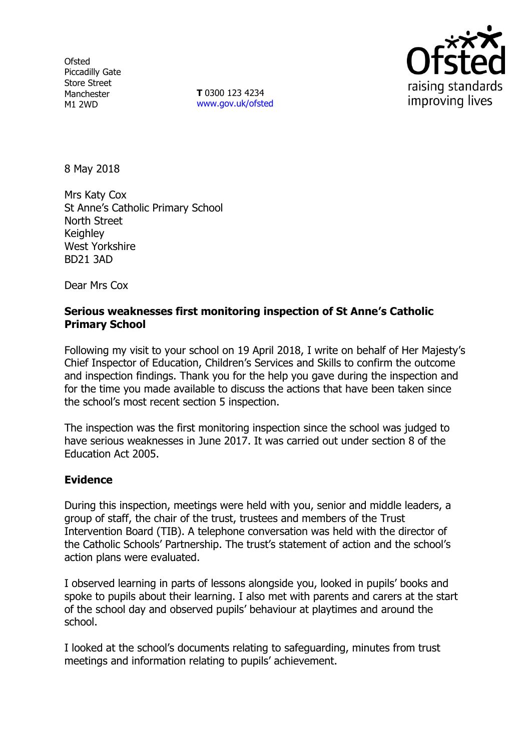Ofsted
Piccadilly Gate
Store Street
Manchester
M1 2WD

**T** 0300 123 4234
www.gov.uk/ofsted

8 May 2018

Mrs Katy Cox
St Anne's Catholic Primary School
North Street
Keighley
West Yorkshire
BD21 3AD

Dear Mrs Cox

**Serious weaknesses first monitoring inspection of St Anne's Catholic Primary School**

Following my visit to your school on 19 April 2018, I write on behalf of Her Majesty's Chief Inspector of Education, Children's Services and Skills to confirm the outcome and inspection findings. Thank you for the help you gave during the inspection and for the time you made available to discuss the actions that have been taken since the school's most recent section 5 inspection.

The inspection was the first monitoring inspection since the school was judged to have serious weaknesses in June 2017. It was carried out under section 8 of the Education Act 2005.

**Evidence**

During this inspection, meetings were held with you, senior and middle leaders, a group of staff, the chair of the trust, trustees and members of the Trust Intervention Board (TIB). A telephone conversation was held with the director of the Catholic Schools' Partnership. The trust's statement of action and the school's action plans were evaluated.

I observed learning in parts of lessons alongside you, looked in pupils' books and spoke to pupils about their learning. I also met with parents and carers at the start of the school day and observed pupils' behaviour at playtimes and around the school.

I looked at the school's documents relating to safeguarding, minutes from trust meetings and information relating to pupils' achievement.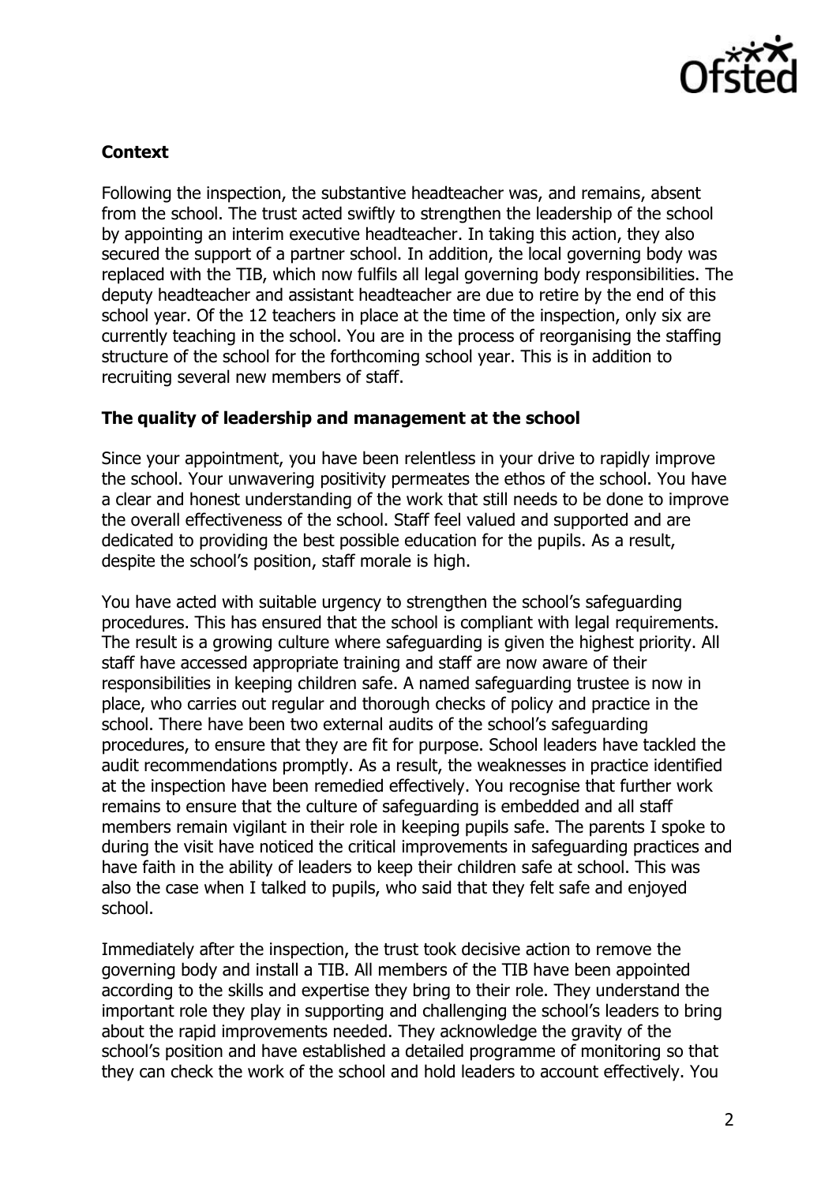**Context**

Following the inspection, the substantive headteacher was, and remains, absent from the school. The trust acted swiftly to strengthen the leadership of the school by appointing an interim executive headteacher. In taking this action, they also secured the support of a partner school. In addition, the local governing body was replaced with the TIB, which now fulfils all legal governing body responsibilities. The deputy headteacher and assistant headteacher are due to retire by the end of this school year. Of the 12 teachers in place at the time of the inspection, only six are currently teaching in the school. You are in the process of reorganising the staffing structure of the school for the forthcoming school year. This is in addition to recruiting several new members of staff.

**The quality of leadership and management at the school**

Since your appointment, you have been relentless in your drive to rapidly improve the school. Your unwavering positivity permeates the ethos of the school. You have a clear and honest understanding of the work that still needs to be done to improve the overall effectiveness of the school. Staff feel valued and supported and are dedicated to providing the best possible education for the pupils. As a result, despite the school's position, staff morale is high.

You have acted with suitable urgency to strengthen the school's safeguarding procedures. This has ensured that the school is compliant with legal requirements. The result is a growing culture where safeguarding is given the highest priority. All staff have accessed appropriate training and staff are now aware of their responsibilities in keeping children safe. A named safeguarding trustee is now in place, who carries out regular and thorough checks of policy and practice in the school. There have been two external audits of the school's safeguarding procedures, to ensure that they are fit for purpose. School leaders have tackled the audit recommendations promptly. As a result, the weaknesses in practice identified at the inspection have been remedied effectively. You recognise that further work remains to ensure that the culture of safeguarding is embedded and all staff members remain vigilant in their role in keeping pupils safe. The parents I spoke to during the visit have noticed the critical improvements in safeguarding practices and have faith in the ability of leaders to keep their children safe at school. This was also the case when I talked to pupils, who said that they felt safe and enjoyed school.

Immediately after the inspection, the trust took decisive action to remove the governing body and install a TIB. All members of the TIB have been appointed according to the skills and expertise they bring to their role. They understand the important role they play in supporting and challenging the school's leaders to bring about the rapid improvements needed. They acknowledge the gravity of the school's position and have established a detailed programme of monitoring so that they can check the work of the school and hold leaders to account effectively. You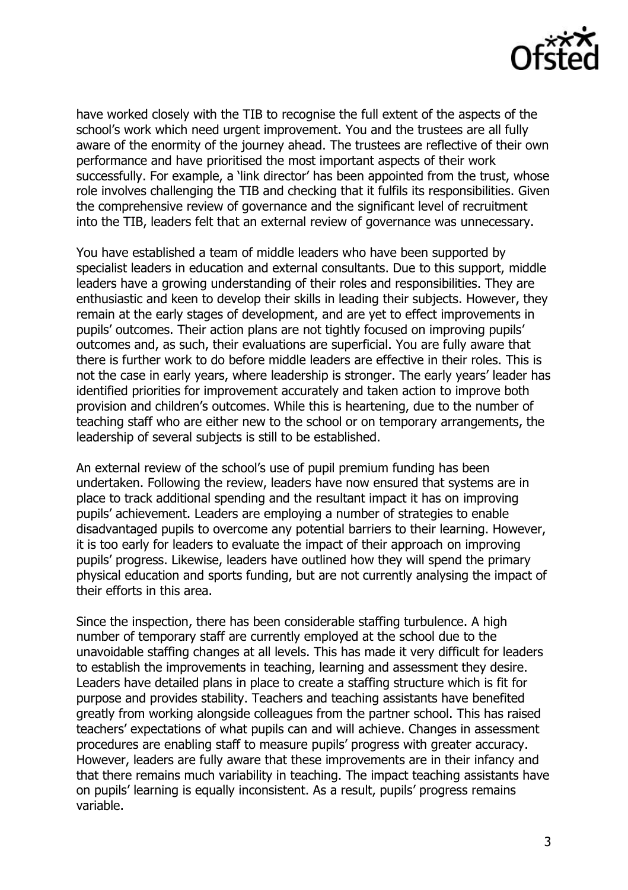have worked closely with the TIB to recognise the full extent of the aspects of the school's work which need urgent improvement. You and the trustees are all fully aware of the enormity of the journey ahead. The trustees are reflective of their own performance and have prioritised the most important aspects of their work successfully. For example, a 'link director' has been appointed from the trust, whose role involves challenging the TIB and checking that it fulfils its responsibilities. Given the comprehensive review of governance and the significant level of recruitment into the TIB, leaders felt that an external review of governance was unnecessary.

You have established a team of middle leaders who have been supported by specialist leaders in education and external consultants. Due to this support, middle leaders have a growing understanding of their roles and responsibilities. They are enthusiastic and keen to develop their skills in leading their subjects. However, they remain at the early stages of development, and are yet to effect improvements in pupils' outcomes. Their action plans are not tightly focused on improving pupils' outcomes and, as such, their evaluations are superficial. You are fully aware that there is further work to do before middle leaders are effective in their roles. This is not the case in early years, where leadership is stronger. The early years' leader has identified priorities for improvement accurately and taken action to improve both provision and children's outcomes. While this is heartening, due to the number of teaching staff who are either new to the school or on temporary arrangements, the leadership of several subjects is still to be established.

An external review of the school's use of pupil premium funding has been undertaken. Following the review, leaders have now ensured that systems are in place to track additional spending and the resultant impact it has on improving pupils' achievement. Leaders are employing a number of strategies to enable disadvantaged pupils to overcome any potential barriers to their learning. However, it is too early for leaders to evaluate the impact of their approach on improving pupils' progress. Likewise, leaders have outlined how they will spend the primary physical education and sports funding, but are not currently analysing the impact of their efforts in this area.

Since the inspection, there has been considerable staffing turbulence. A high number of temporary staff are currently employed at the school due to the unavoidable staffing changes at all levels. This has made it very difficult for leaders to establish the improvements in teaching, learning and assessment they desire. Leaders have detailed plans in place to create a staffing structure which is fit for purpose and provides stability. Teachers and teaching assistants have benefited greatly from working alongside colleagues from the partner school. This has raised teachers' expectations of what pupils can and will achieve. Changes in assessment procedures are enabling staff to measure pupils' progress with greater accuracy. However, leaders are fully aware that these improvements are in their infancy and that there remains much variability in teaching. The impact teaching assistants have on pupils' learning is equally inconsistent. As a result, pupils' progress remains variable.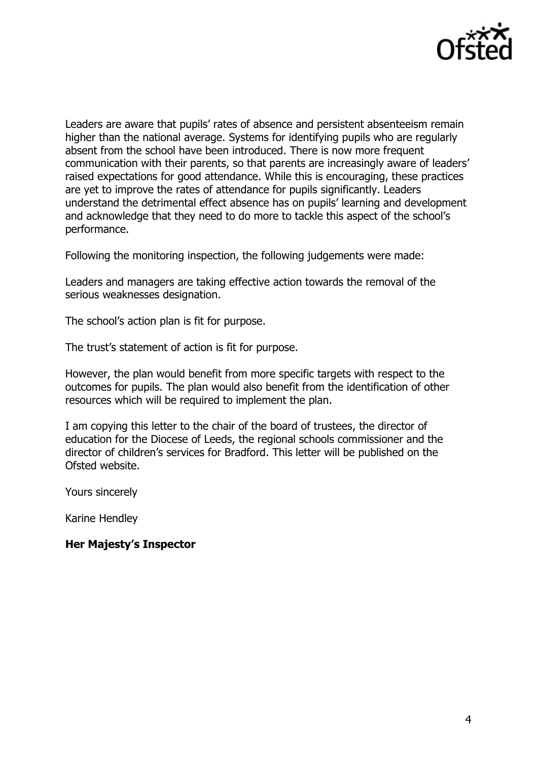Leaders are aware that pupils' rates of absence and persistent absenteeism remain higher than the national average. Systems for identifying pupils who are regularly absent from the school have been introduced. There is now more frequent communication with their parents, so that parents are increasingly aware of leaders' raised expectations for good attendance. While this is encouraging, these practices are yet to improve the rates of attendance for pupils significantly. Leaders understand the detrimental effect absence has on pupils' learning and development and acknowledge that they need to do more to tackle this aspect of the school's performance.

Following the monitoring inspection, the following judgements were made:

Leaders and managers are taking effective action towards the removal of the serious weaknesses designation.

The school's action plan is fit for purpose.

The trust's statement of action is fit for purpose.

However, the plan would benefit from more specific targets with respect to the outcomes for pupils. The plan would also benefit from the identification of other resources which will be required to implement the plan.

I am copying this letter to the chair of the board of trustees, the director of education for the Diocese of Leeds, the regional schools commissioner and the director of children's services for Bradford. This letter will be published on the Ofsted website.

Yours sincerely

Karine Hendley

**Her Majesty's Inspector**